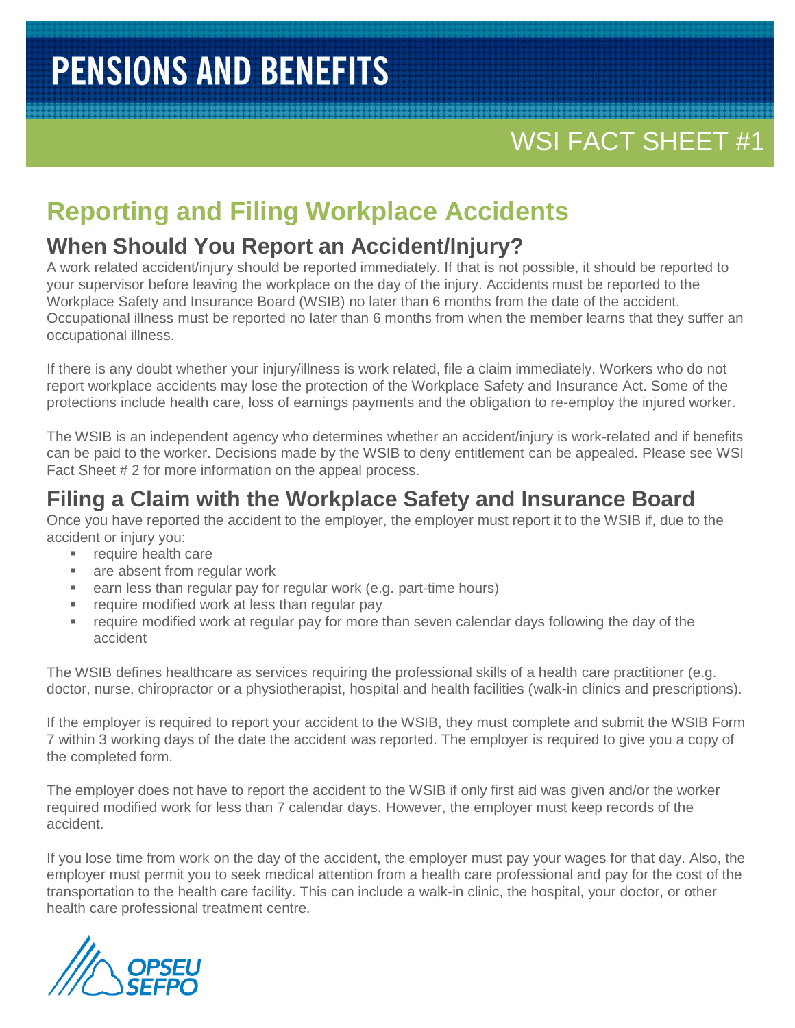# PENSIONS AND BENEFITS

WSI FACT SHEET #1

## Reporting and Filing Workplace Accidents

### When Should You Report an Accident/Injury?

A work related accident/injury should be reported immediately. If that is not possible, it should be reported to your supervisor before leaving the workplace on the day of the injury. Accidents must be reported to the Workplace Safety and Insurance Board (WSIB) no later than 6 months from the date of the accident. Occupational illness must be reported no later than 6 months from when the member learns that they suffer an occupational illness.

If there is any doubt whether your injury/illness is work related, file a claim immediately. Workers who do not report workplace accidents may lose the protection of the Workplace Safety and Insurance Act. Some of the protections include health care, loss of earnings payments and the obligation to re-employ the injured worker.

The WSIB is an independent agency who determines whether an accident/injury is work-related and if benefits can be paid to the worker. Decisions made by the WSIB to deny entitlement can be appealed. Please see WSI Fact Sheet # 2 for more information on the appeal process.

### Filing a Claim with the Workplace Safety and Insurance Board

Once you have reported the accident to the employer, the employer must report it to the WSIB if, due to the accident or injury you:

- require health care
- are absent from regular work
- earn less than regular pay for regular work (e.g. part-time hours)
- require modified work at less than regular pay
- require modified work at regular pay for more than seven calendar days following the day of the accident

The WSIB defines healthcare as services requiring the professional skills of a health care practitioner (e.g. doctor, nurse, chiropractor or a physiotherapist, hospital and health facilities (walk-in clinics and prescriptions).

If the employer is required to report your accident to the WSIB, they must complete and submit the WSIB Form 7 within 3 working days of the date the accident was reported. The employer is required to give you a copy of the completed form.

The employer does not have to report the accident to the WSIB if only first aid was given and/or the worker required modified work for less than 7 calendar days. However, the employer must keep records of the accident.

If you lose time from work on the day of the accident, the employer must pay your wages for that day. Also, the employer must permit you to seek medical attention from a health care professional and pay for the cost of the transportation to the health care facility. This can include a walk-in clinic, the hospital, your doctor, or other health care professional treatment centre.

OPSEU SEFPO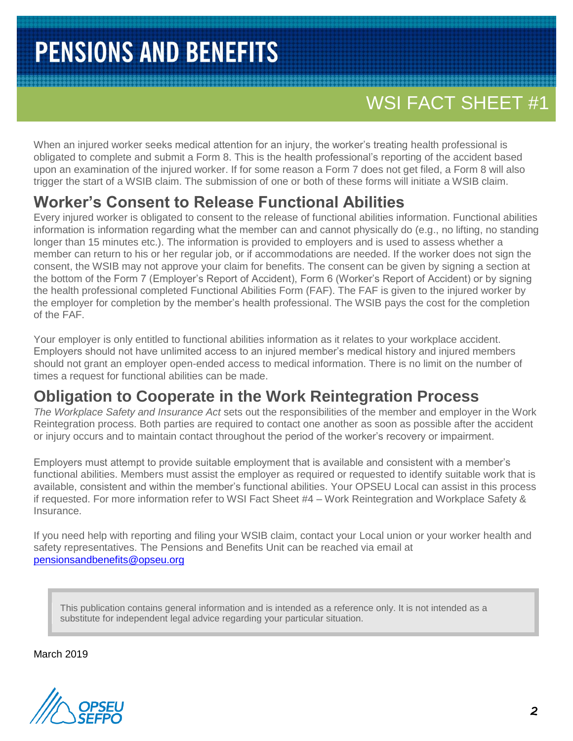# PENSIONS AND BENEFITS

## WSI FACT SHEET #1

When an injured worker seeks medical attention for an injury, the worker's treating health professional is obligated to complete and submit a Form 8. This is the health professional's reporting of the accident based upon an examination of the injured worker. If for some reason a Form 7 does not get filed, a Form 8 will also trigger the start of a WSIB claim. The submission of one or both of these forms will initiate a WSIB claim.

## Worker's Consent to Release Functional Abilities

Every injured worker is obligated to consent to the release of functional abilities information. Functional abilities information is information regarding what the member can and cannot physically do (e.g., no lifting, no standing longer than 15 minutes etc.). The information is provided to employers and is used to assess whether a member can return to his or her regular job, or if accommodations are needed. If the worker does not sign the consent, the WSIB may not approve your claim for benefits. The consent can be given by signing a section at the bottom of the Form 7 (Employer's Report of Accident), Form 6 (Worker's Report of Accident) or by signing the health professional completed Functional Abilities Form (FAF). The FAF is given to the injured worker by the employer for completion by the member's health professional. The WSIB pays the cost for the completion of the FAF.

Your employer is only entitled to functional abilities information as it relates to your workplace accident. Employers should not have unlimited access to an injured member's medical history and injured members should not grant an employer open-ended access to medical information. There is no limit on the number of times a request for functional abilities can be made.

## Obligation to Cooperate in the Work Reintegration Process

*The Workplace Safety and Insurance Act* sets out the responsibilities of the member and employer in the Work Reintegration process. Both parties are required to contact one another as soon as possible after the accident or injury occurs and to maintain contact throughout the period of the worker's recovery or impairment.

Employers must attempt to provide suitable employment that is available and consistent with a member's functional abilities. Members must assist the employer as required or requested to identify suitable work that is available, consistent and within the member's functional abilities. Your OPSEU Local can assist in this process if requested. For more information refer to WSI Fact Sheet #4 – Work Reintegration and Workplace Safety & Insurance.

If you need help with reporting and filing your WSIB claim, contact your Local union or your worker health and safety representatives. The Pensions and Benefits Unit can be reached via email at pensionsandbenefits@opseu.org

> This publication contains general information and is intended as a reference only. It is not intended as a substitute for independent legal advice regarding your particular situation.

March 2019

OPSEU SEFPO